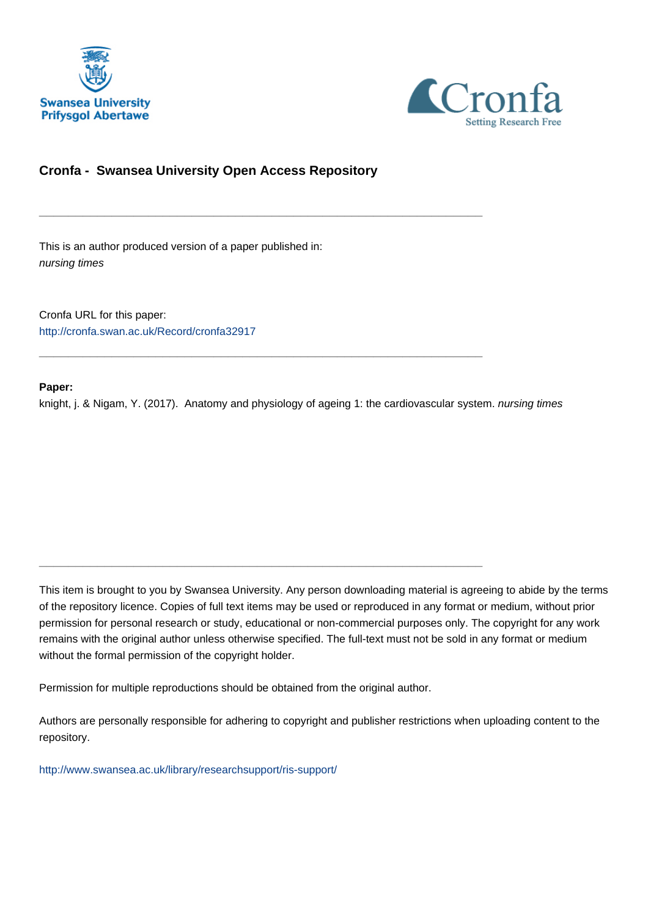Swansea University
Prifysgol Abertawe

Cronfa
Setting Research Free

## Cronfa - Swansea University Open Access Repository

---

This is an author produced version of a paper published in:
*nursing times*

Cronfa URL for this paper:
http://cronfa.swan.ac.uk/Record/cronfa32917

---

**Paper:**
knight, j. & Nigam, Y. (2017). Anatomy and physiology of ageing 1: the cardiovascular system. *nursing times*

---

This item is brought to you by Swansea University. Any person downloading material is agreeing to abide by the terms of the repository licence. Copies of full text items may be used or reproduced in any format or medium, without prior permission for personal research or study, educational or non-commercial purposes only. The copyright for any work remains with the original author unless otherwise specified. The full-text must not be sold in any format or medium without the formal permission of the copyright holder.

Permission for multiple reproductions should be obtained from the original author.

Authors are personally responsible for adhering to copyright and publisher restrictions when uploading content to the repository.

http://www.swansea.ac.uk/library/researchsupport/ris-support/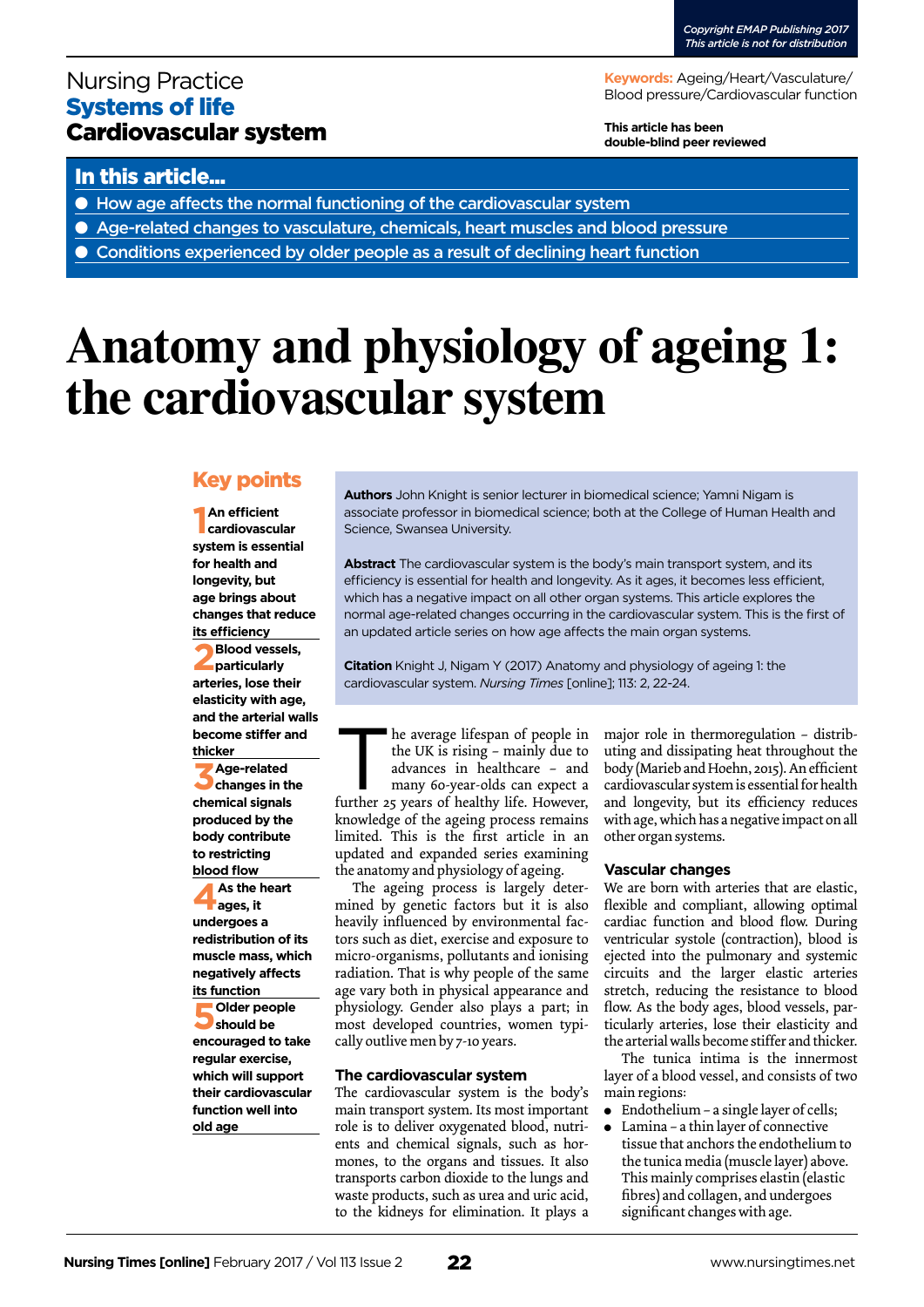Nursing Practice

**Systems of life**

**Cardiovascular system**

**Keywords:** Ageing/Heart/Vasculature/Blood pressure/Cardiovascular function

**This article has been double-blind peer reviewed**

## In this article...

- How age affects the normal functioning of the cardiovascular system
- Age-related changes to vasculature, chemicals, heart muscles and blood pressure
- Conditions experienced by older people as a result of declining heart function

# Anatomy and physiology of ageing 1: the cardiovascular system

## Key points

**1** **An efficient cardiovascular system is essential for health and longevity, but age brings about changes that reduce its efficiency**

**2** **Blood vessels, particularly arteries, lose their elasticity with age, and the arterial walls become stiffer and thicker**

**3** **Age-related changes in the chemical signals produced by the body contribute to restricting blood flow**

**4** **As the heart ages, it undergoes a redistribution of its muscle mass, which negatively affects its function**

**5** **Older people should be encouraged to take regular exercise, which will support their cardiovascular function well into old age**

**Authors** John Knight is senior lecturer in biomedical science; Yamni Nigam is associate professor in biomedical science; both at the College of Human Health and Science, Swansea University.

**Abstract** The cardiovascular system is the body's main transport system, and its efficiency is essential for health and longevity. As it ages, it becomes less efficient, which has a negative impact on all other organ systems. This article explores the normal age-related changes occurring in the cardiovascular system. This is the first of an updated article series on how age affects the main organ systems.

**Citation** Knight J, Nigam Y (2017) Anatomy and physiology of ageing 1: the cardiovascular system. *Nursing Times* [online]; 113: 2, 22-24.

The average lifespan of people in the UK is rising – mainly due to advances in healthcare – and many 60-year-olds can expect a further 25 years of healthy life. However, knowledge of the ageing process remains limited. This is the first article in an updated and expanded series examining the anatomy and physiology of ageing.

The ageing process is largely determined by genetic factors but it is also heavily influenced by environmental factors such as diet, exercise and exposure to micro-organisms, pollutants and ionising radiation. That is why people of the same age vary both in physical appearance and physiology. Gender also plays a part; in most developed countries, women typically outlive men by 7-10 years.

### The cardiovascular system

The cardiovascular system is the body's main transport system. Its most important role is to deliver oxygenated blood, nutrients and chemical signals, such as hormones, to the organs and tissues. It also transports carbon dioxide to the lungs and waste products, such as urea and uric acid, to the kidneys for elimination. It plays a major role in thermoregulation – distributing and dissipating heat throughout the body (Marieb and Hoehn, 2015). An efficient cardiovascular system is essential for health and longevity, but its efficiency reduces with age, which has a negative impact on all other organ systems.

### Vascular changes

We are born with arteries that are elastic, flexible and compliant, allowing optimal cardiac function and blood flow. During ventricular systole (contraction), blood is ejected into the pulmonary and systemic circuits and the larger elastic arteries stretch, reducing the resistance to blood flow. As the body ages, blood vessels, particularly arteries, lose their elasticity and the arterial walls become stiffer and thicker.

The tunica intima is the innermost layer of a blood vessel, and consists of two main regions:

- Endothelium – a single layer of cells;
- Lamina – a thin layer of connective tissue that anchors the endothelium to the tunica media (muscle layer) above. This mainly comprises elastin (elastic fibres) and collagen, and undergoes significant changes with age.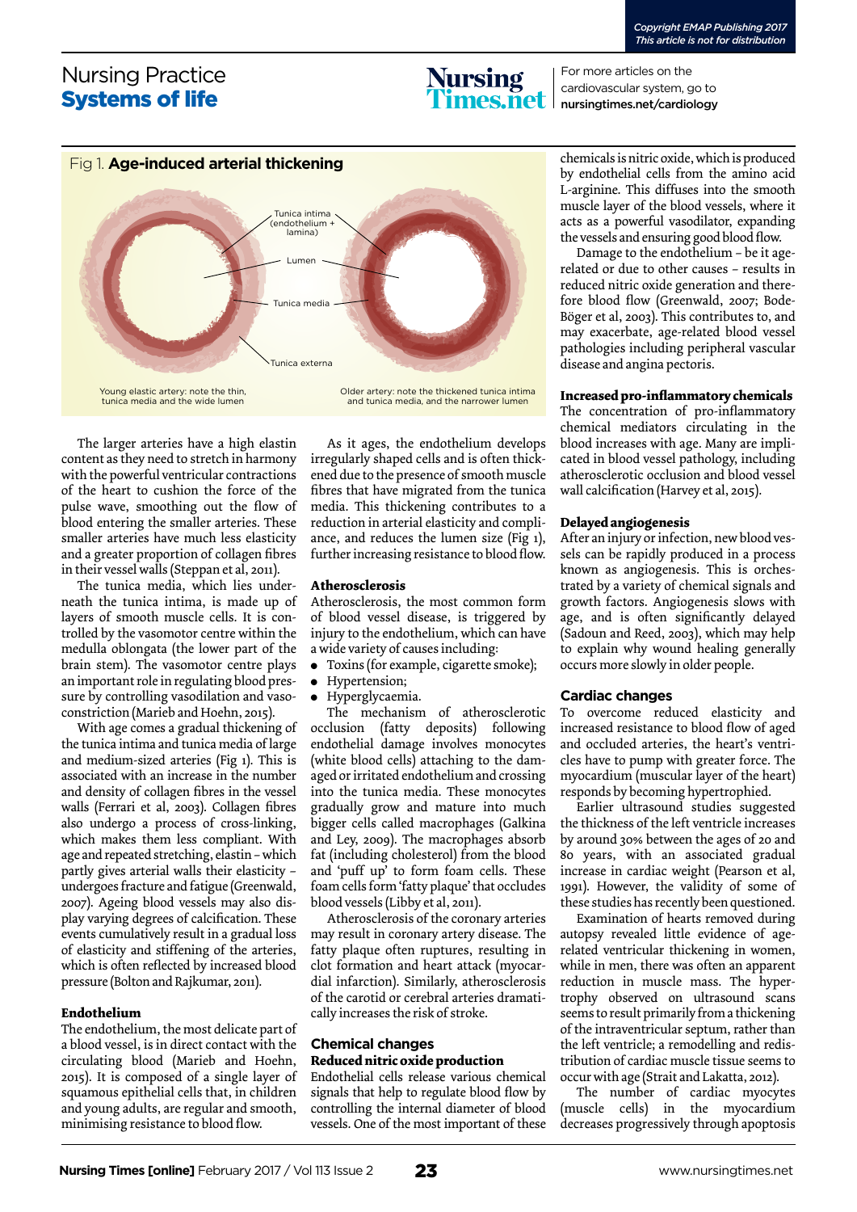Fig 1. **Age-induced arterial thickening**

Tunica intima (endothelium + lamina)

Lumen

Tunica media

Tunica externa

Young elastic artery: note the thin, tunica media and the wide lumen

Older artery: note the thickened tunica intima and tunica media, and the narrower lumen

The larger arteries have a high elastin content as they need to stretch in harmony with the powerful ventricular contractions of the heart to cushion the force of the pulse wave, smoothing out the flow of blood entering the smaller arteries. These smaller arteries have much less elasticity and a greater proportion of collagen fibres in their vessel walls (Steppan et al, 2011).

The tunica media, which lies underneath the tunica intima, is made up of layers of smooth muscle cells. It is controlled by the vasomotor centre within the medulla oblongata (the lower part of the brain stem). The vasomotor centre plays an important role in regulating blood pressure by controlling vasodilation and vasoconstriction (Marieb and Hoehn, 2015).

With age comes a gradual thickening of the tunica intima and tunica media of large and medium-sized arteries (Fig 1). This is associated with an increase in the number and density of collagen fibres in the vessel walls (Ferrari et al, 2003). Collagen fibres also undergo a process of cross-linking, which makes them less compliant. With age and repeated stretching, elastin – which partly gives arterial walls their elasticity – undergoes fracture and fatigue (Greenwald, 2007). Ageing blood vessels may also display varying degrees of calcification. These events cumulatively result in a gradual loss of elasticity and stiffening of the arteries, which is often reflected by increased blood pressure (Bolton and Rajkumar, 2011).

### Endothelium

The endothelium, the most delicate part of a blood vessel, is in direct contact with the circulating blood (Marieb and Hoehn, 2015). It is composed of a single layer of squamous epithelial cells that, in children and young adults, are regular and smooth, minimising resistance to blood flow.

As it ages, the endothelium develops irregularly shaped cells and is often thickened due to the presence of smooth muscle fibres that have migrated from the tunica media. This thickening contributes to a reduction in arterial elasticity and compliance, and reduces the lumen size (Fig 1), further increasing resistance to blood flow.

### Atherosclerosis

Atherosclerosis, the most common form of blood vessel disease, is triggered by injury to the endothelium, which can have a wide variety of causes including:

- Toxins (for example, cigarette smoke);
- Hypertension;
- Hyperglycaemia.

The mechanism of atherosclerotic occlusion (fatty deposits) following endothelial damage involves monocytes (white blood cells) attaching to the damaged or irritated endothelium and crossing into the tunica media. These monocytes gradually grow and mature into much bigger cells called macrophages (Galkina and Ley, 2009). The macrophages absorb fat (including cholesterol) from the blood and 'puff up' to form foam cells. These foam cells form 'fatty plaque' that occludes blood vessels (Libby et al, 2011).

Atherosclerosis of the coronary arteries may result in coronary artery disease. The fatty plaque often ruptures, resulting in clot formation and heart attack (myocardial infarction). Similarly, atherosclerosis of the carotid or cerebral arteries dramatically increases the risk of stroke.

## Chemical changes

### Reduced nitric oxide production

Endothelial cells release various chemical signals that help to regulate blood flow by controlling the internal diameter of blood vessels. One of the most important of these chemicals is nitric oxide, which is produced by endothelial cells from the amino acid L-arginine. This diffuses into the smooth muscle layer of the blood vessels, where it acts as a powerful vasodilator, expanding the vessels and ensuring good blood flow.

Damage to the endothelium – be it age-related or due to other causes – results in reduced nitric oxide generation and therefore blood flow (Greenwald, 2007; Bode-Böger et al, 2003). This contributes to, and may exacerbate, age-related blood vessel pathologies including peripheral vascular disease and angina pectoris.

### Increased pro-inflammatory chemicals

The concentration of pro-inflammatory chemical mediators circulating in the blood increases with age. Many are implicated in blood vessel pathology, including atherosclerotic occlusion and blood vessel wall calcification (Harvey et al, 2015).

### Delayed angiogenesis

After an injury or infection, new blood vessels can be rapidly produced in a process known as angiogenesis. This is orchestrated by a variety of chemical signals and growth factors. Angiogenesis slows with age, and is often significantly delayed (Sadoun and Reed, 2003), which may help to explain why wound healing generally occurs more slowly in older people.

## Cardiac changes

To overcome reduced elasticity and increased resistance to blood flow of aged and occluded arteries, the heart's ventricles have to pump with greater force. The myocardium (muscular layer of the heart) responds by becoming hypertrophied.

Earlier ultrasound studies suggested the thickness of the left ventricle increases by around 30% between the ages of 20 and 80 years, with an associated gradual increase in cardiac weight (Pearson et al, 1991). However, the validity of some of these studies has recently been questioned.

Examination of hearts removed during autopsy revealed little evidence of age-related ventricular thickening in women, while in men, there was often an apparent reduction in muscle mass. The hypertrophy observed on ultrasound scans seems to result primarily from a thickening of the intraventricular septum, rather than the left ventricle; a remodelling and redistribution of cardiac muscle tissue seems to occur with age (Strait and Lakatta, 2012).

The number of cardiac myocytes (muscle cells) in the myocardium decreases progressively through apoptosis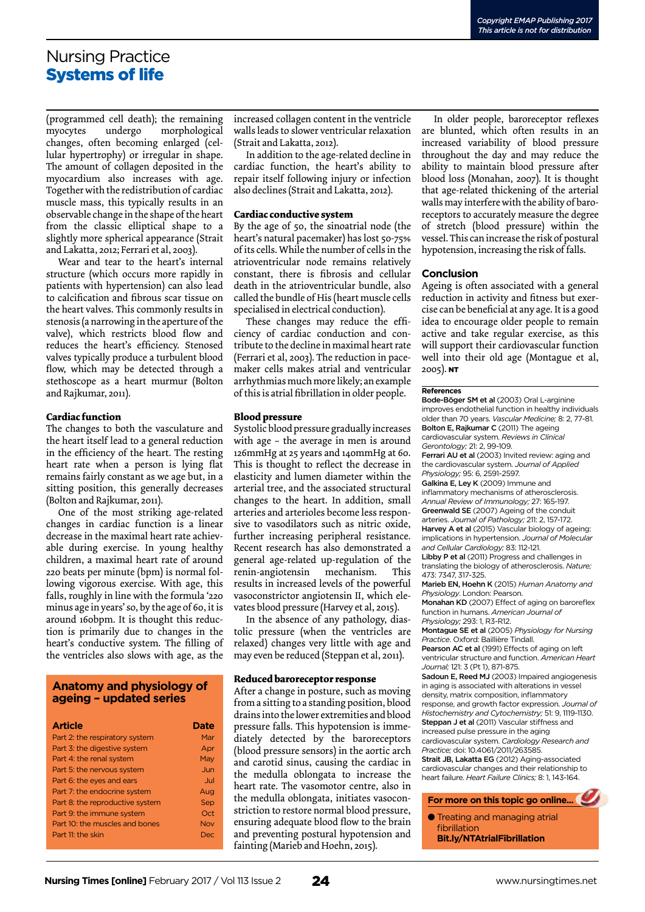(programmed cell death); the remaining myocytes undergo morphological changes, often becoming enlarged (cellular hypertrophy) or irregular in shape. The amount of collagen deposited in the myocardium also increases with age. Together with the redistribution of cardiac muscle mass, this typically results in an observable change in the shape of the heart from the classic elliptical shape to a slightly more spherical appearance (Strait and Lakatta, 2012; Ferrari et al, 2003).

Wear and tear to the heart's internal structure (which occurs more rapidly in patients with hypertension) can also lead to calcification and fibrous scar tissue on the heart valves. This commonly results in stenosis (a narrowing in the aperture of the valve), which restricts blood flow and reduces the heart's efficiency. Stenosed valves typically produce a turbulent blood flow, which may be detected through a stethoscope as a heart murmur (Bolton and Rajkumar, 2011).

### Cardiac function

The changes to both the vasculature and the heart itself lead to a general reduction in the efficiency of the heart. The resting heart rate when a person is lying flat remains fairly constant as we age but, in a sitting position, this generally decreases (Bolton and Rajkumar, 2011).

One of the most striking age-related changes in cardiac function is a linear decrease in the maximal heart rate achievable during exercise. In young healthy children, a maximal heart rate of around 220 beats per minute (bpm) is normal following vigorous exercise. With age, this falls, roughly in line with the formula '220 minus age in years' so, by the age of 60, it is around 160bpm. It is thought this reduction is primarily due to changes in the heart's conductive system. The filling of the ventricles also slows with age, as the increased collagen content in the ventricle walls leads to slower ventricular relaxation (Strait and Lakatta, 2012).

In addition to the age-related decline in cardiac function, the heart's ability to repair itself following injury or infection also declines (Strait and Lakatta, 2012).

### Cardiac conductive system

By the age of 50, the sinoatrial node (the heart's natural pacemaker) has lost 50-75% of its cells. While the number of cells in the atrioventricular node remains relatively constant, there is fibrosis and cellular death in the atrioventricular bundle, also called the bundle of His (heart muscle cells specialised in electrical conduction).

These changes may reduce the efficiency of cardiac conduction and contribute to the decline in maximal heart rate (Ferrari et al, 2003). The reduction in pacemaker cells makes atrial and ventricular arrhythmias much more likely; an example of this is atrial fibrillation in older people.

### Blood pressure

Systolic blood pressure gradually increases with age – the average in men is around 126mmHg at 25 years and 140mmHg at 60. This is thought to reflect the decrease in elasticity and lumen diameter within the arterial tree, and the associated structural changes to the heart. In addition, small arteries and arterioles become less responsive to vasodilators such as nitric oxide, further increasing peripheral resistance. Recent research has also demonstrated a general age-related up-regulation of the renin-angiotensin mechanism. This results in increased levels of the powerful vasoconstrictor angiotensin II, which elevates blood pressure (Harvey et al, 2015).

In the absence of any pathology, diastolic pressure (when the ventricles are relaxed) changes very little with age and may even be reduced (Steppan et al, 2011).

### Reduced baroreceptor response

After a change in posture, such as moving from a sitting to a standing position, blood drains into the lower extremities and blood pressure falls. This hypotension is immediately detected by the baroreceptors (blood pressure sensors) in the aortic arch and carotid sinus, causing the cardiac in the medulla oblongata to increase the heart rate. The vasomotor centre, also in the medulla oblongata, initiates vasoconstriction to restore normal blood pressure, ensuring adequate blood flow to the brain and preventing postural hypotension and fainting (Marieb and Hoehn, 2015).

In older people, baroreceptor reflexes are blunted, which often results in an increased variability of blood pressure throughout the day and may reduce the ability to maintain blood pressure after blood loss (Monahan, 2007). It is thought that age-related thickening of the arterial walls may interfere with the ability of baroreceptors to accurately measure the degree of stretch (blood pressure) within the vessel. This can increase the risk of postural hypotension, increasing the risk of falls.

## Conclusion

Ageing is often associated with a general reduction in activity and fitness but exercise can be beneficial at any age. It is a good idea to encourage older people to remain active and take regular exercise, as this will support their cardiovascular function well into their old age (Montague et al, 2005). **NT**

### Anatomy and physiology of ageing – updated series

| Article | Date |
|---|---|
| Part 2: the respiratory system | Mar |
| Part 3: the digestive system | Apr |
| Part 4: the renal system | May |
| Part 5: the nervous system | Jun |
| Part 6: the eyes and ears | Jul |
| Part 7: the endocrine system | Aug |
| Part 8: the reproductive system | Sep |
| Part 9: the immune system | Oct |
| Part 10: the muscles and bones | Nov |
| Part 11: the skin | Dec |

### References

**Bode-Böger SM et al** (2003) Oral L-arginine improves endothelial function in healthy individuals older than 70 years. *Vascular Medicine;* 8: 2, 77-81.

**Bolton E, Rajkumar C** (2011) The ageing cardiovascular system. *Reviews in Clinical Gerontology;* 21: 2, 99-109.

**Ferrari AU et al** (2003) Invited review: aging and the cardiovascular system. *Journal of Applied Physiology;* 95: 6, 2591-2597.

**Galkina E, Ley K** (2009) Immune and inflammatory mechanisms of atherosclerosis. *Annual Review of Immunology;* 27: 165-197.

**Greenwald SE** (2007) Ageing of the conduit arteries. *Journal of Pathology;* 211: 2, 157-172.

**Harvey A et al** (2015) Vascular biology of ageing: implications in hypertension. *Journal of Molecular and Cellular Cardiology;* 83: 112-121.

**Libby P et al** (2011) Progress and challenges in translating the biology of atherosclerosis. *Nature;* 473: 7347, 317-325.

**Marieb EN, Hoehn K** (2015) *Human Anatomy and Physiology*. London: Pearson.

**Monahan KD** (2007) Effect of aging on baroreflex function in humans. *American Journal of Physiology;* 293: 1, R3-R12.

**Montague SE et al** (2005) *Physiology for Nursing Practice.* Oxford: Baillière Tindall.

**Pearson AC et al** (1991) Effects of aging on left ventricular structure and function. *American Heart Journal;* 121: 3 (Pt 1), 871-875.

**Sadoun E, Reed MJ** (2003) Impaired angiogenesis in aging is associated with alterations in vessel density, matrix composition, inflammatory response, and growth factor expression. *Journal of Histochemistry and Cytochemistry;* 51: 9, 1119-1130.

**Steppan J et al** (2011) Vascular stiffness and increased pulse pressure in the aging cardiovascular system. *Cardiology Research and Practice;* doi: 10.4061/2011/263585.

**Strait JB, Lakatta EG** (2012) Aging-associated cardiovascular changes and their relationship to heart failure. *Heart Failure Clinics;* 8: 1, 143-164.

**For more on this topic go online...**

- Treating and managing atrial fibrillation **Bit.ly/NTAtrialFibrillation**